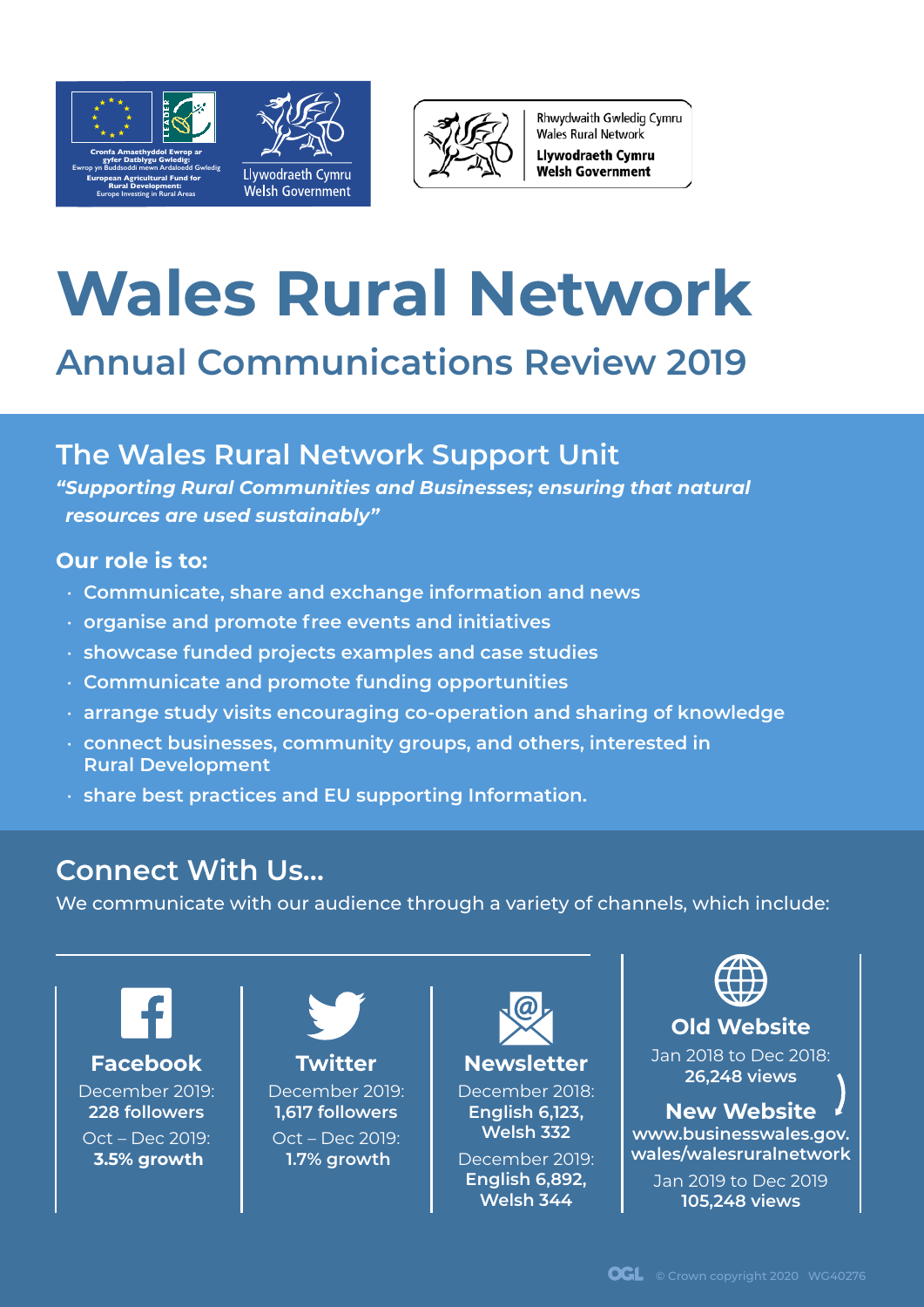Cronfa Amaethyddol Ewrop ar gyfer Datblygu Gwledig: Ewrop yn Buddsoddi mewn Ardaloedd Gwledig

European Agricultural Fund for Rural Development: Europe Investing in Rural Areas

Llywodraeth Cymru
Welsh Government

Rhwydwaith Gwledig Cymru
Wales Rural Network

Llywodraeth Cymru
Welsh Government

# Wales Rural Network

## Annual Communications Review 2019

## The Wales Rural Network Support Unit

***"Supporting Rural Communities and Businesses; ensuring that natural resources are used sustainably"***

### Our role is to:

- Communicate, share and exchange information and news
- organise and promote free events and initiatives
- showcase funded projects examples and case studies
- Communicate and promote funding opportunities
- arrange study visits encouraging co-operation and sharing of knowledge
- connect businesses, community groups, and others, interested in Rural Development
- share best practices and EU supporting Information.

## Connect With Us...

We communicate with our audience through a variety of channels, which include:

### Facebook

December 2019:
**228 followers**

Oct – Dec 2019:
**3.5% growth**

### Twitter

December 2019:
**1,617 followers**

Oct – Dec 2019:
**1.7% growth**

### Newsletter

December 2018:
**English 6,123, Welsh 332**

December 2019:
**English 6,892, Welsh 344**

### Old Website

Jan 2018 to Dec 2018:
**26,248 views**

### New Website

**www.businesswales.gov.wales/walesruralnetwork**

Jan 2019 to Dec 2019
**105,248 views**

© Crown copyright 2020 WG40276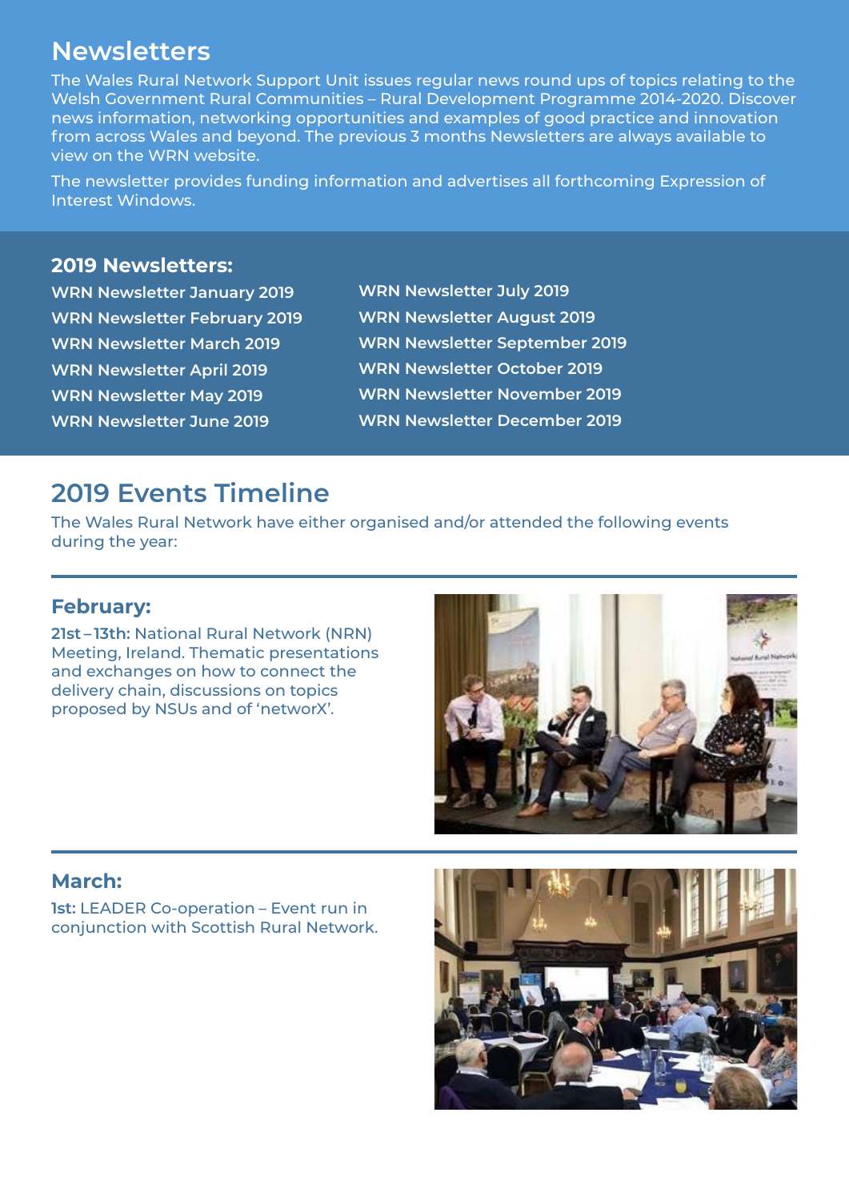## Newsletters

The Wales Rural Network Support Unit issues regular news round ups of topics relating to the Welsh Government Rural Communities – Rural Development Programme 2014-2020. Discover news information, networking opportunities and examples of good practice and innovation from across Wales and beyond. The previous 3 months Newsletters are always available to view on the WRN website.

The newsletter provides funding information and advertises all forthcoming Expression of Interest Windows.

### 2019 Newsletters:

- **WRN Newsletter January 2019**
- **WRN Newsletter February 2019**
- **WRN Newsletter March 2019**
- **WRN Newsletter April 2019**
- **WRN Newsletter May 2019**
- **WRN Newsletter June 2019**
- **WRN Newsletter July 2019**
- **WRN Newsletter August 2019**
- **WRN Newsletter September 2019**
- **WRN Newsletter October 2019**
- **WRN Newsletter November 2019**
- **WRN Newsletter December 2019**

## 2019 Events Timeline

The Wales Rural Network have either organised and/or attended the following events during the year:

### February:

**21st – 13th:** National Rural Network (NRN) Meeting, Ireland. Thematic presentations and exchanges on how to connect the delivery chain, discussions on topics proposed by NSUs and of 'networX'.

### March:

**1st:** LEADER Co-operation – Event run in conjunction with Scottish Rural Network.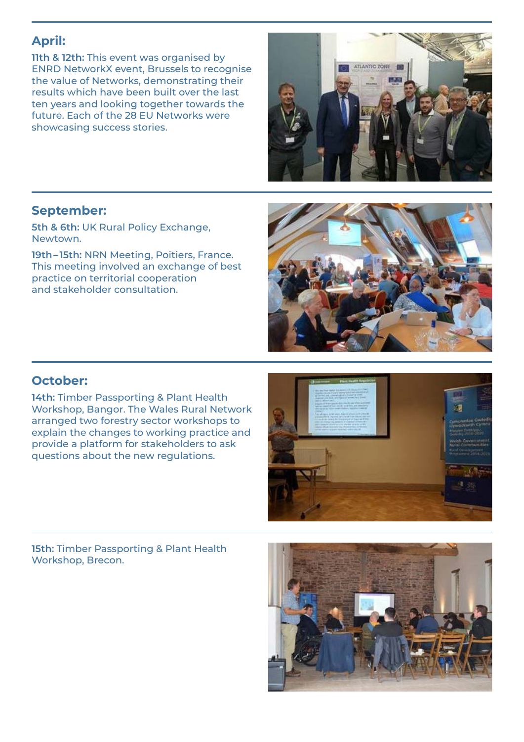## April:

**11th & 12th:** This event was organised by ENRD NetworkX event, Brussels to recognise the value of Networks, demonstrating their results which have been built over the last ten years and looking together towards the future. Each of the 28 EU Networks were showcasing success stories.

## September:

**5th & 6th:** UK Rural Policy Exchange, Newtown.

**19th–15th:** NRN Meeting, Poitiers, France. This meeting involved an exchange of best practice on territorial cooperation and stakeholder consultation.

## October:

**14th:** Timber Passporting & Plant Health Workshop, Bangor. The Wales Rural Network arranged two forestry sector workshops to explain the changes to working practice and provide a platform for stakeholders to ask questions about the new regulations.

**15th:** Timber Passporting & Plant Health Workshop, Brecon.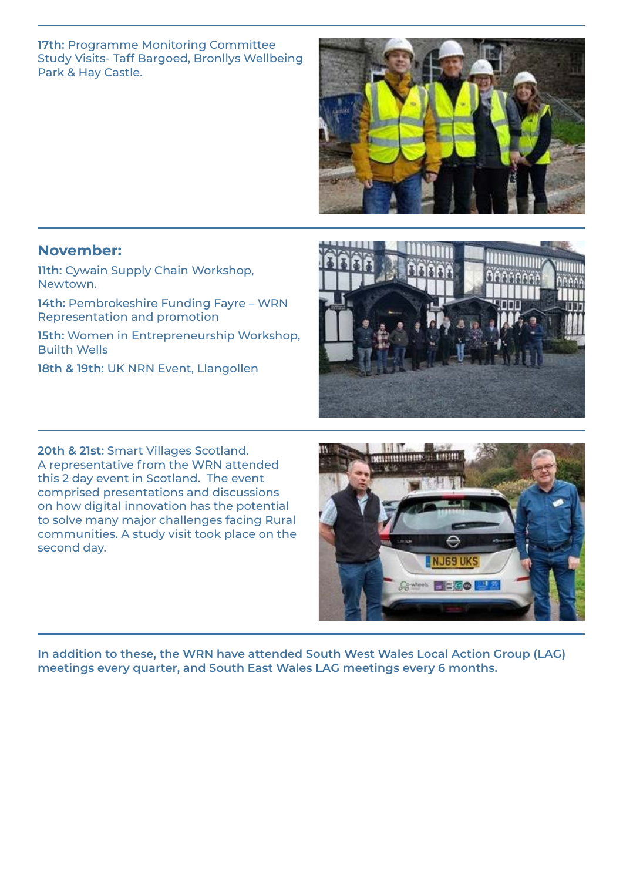**17th:** Programme Monitoring Committee Study Visits- Taff Bargoed, Bronllys Wellbeing Park & Hay Castle.

## November:

**11th:** Cywain Supply Chain Workshop, Newtown.

**14th:** Pembrokeshire Funding Fayre – WRN Representation and promotion

**15th:** Women in Entrepreneurship Workshop, Builth Wells

**18th & 19th:** UK NRN Event, Llangollen

**20th & 21st:** Smart Villages Scotland. A representative from the WRN attended this 2 day event in Scotland. The event comprised presentations and discussions on how digital innovation has the potential to solve many major challenges facing Rural communities. A study visit took place on the second day.

**In addition to these, the WRN have attended South West Wales Local Action Group (LAG) meetings every quarter, and South East Wales LAG meetings every 6 months.**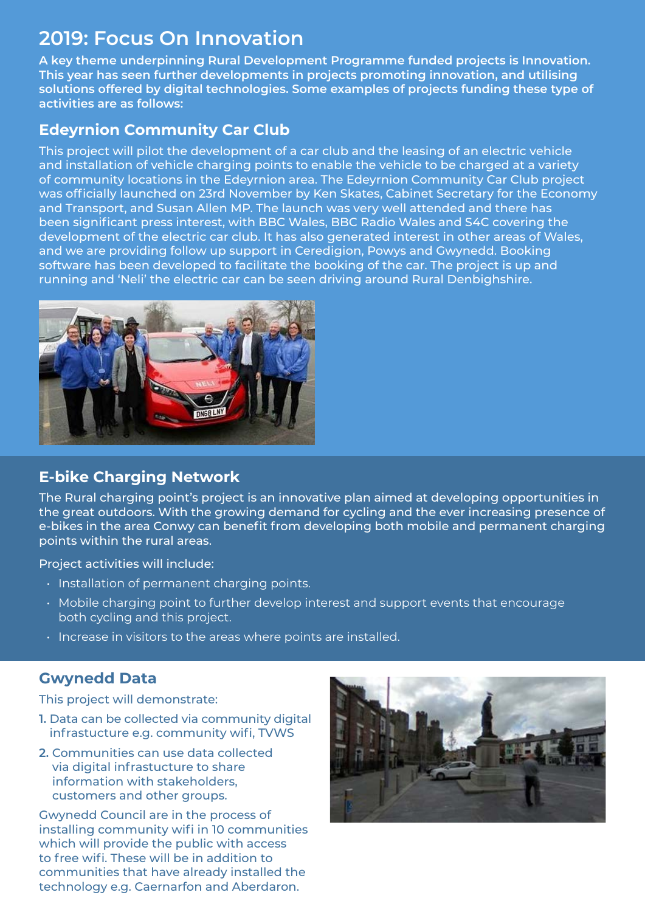## 2019: Focus On Innovation

**A key theme underpinning Rural Development Programme funded projects is Innovation. This year has seen further developments in projects promoting innovation, and utilising solutions offered by digital technologies. Some examples of projects funding these type of activities are as follows:**

### Edeyrnion Community Car Club

This project will pilot the development of a car club and the leasing of an electric vehicle and installation of vehicle charging points to enable the vehicle to be charged at a variety of community locations in the Edeyrnion area. The Edeyrnion Community Car Club project was officially launched on 23rd November by Ken Skates, Cabinet Secretary for the Economy and Transport, and Susan Allen MP. The launch was very well attended and there has been significant press interest, with BBC Wales, BBC Radio Wales and S4C covering the development of the electric car club. It has also generated interest in other areas of Wales, and we are providing follow up support in Ceredigion, Powys and Gwynedd. Booking software has been developed to facilitate the booking of the car. The project is up and running and 'Neli' the electric car can be seen driving around Rural Denbighshire.

### E-bike Charging Network

The Rural charging point's project is an innovative plan aimed at developing opportunities in the great outdoors. With the growing demand for cycling and the ever increasing presence of e-bikes in the area Conwy can benefit from developing both mobile and permanent charging points within the rural areas.

Project activities will include:

- Installation of permanent charging points.
- Mobile charging point to further develop interest and support events that encourage both cycling and this project.
- Increase in visitors to the areas where points are installed.

### Gwynedd Data

This project will demonstrate:

1. Data can be collected via community digital infrastucture e.g. community wifi, TVWS
2. Communities can use data collected via digital infrastucture to share information with stakeholders, customers and other groups.

Gwynedd Council are in the process of installing community wifi in 10 communities which will provide the public with access to free wifi. These will be in addition to communities that have already installed the technology e.g. Caernarfon and Aberdaron.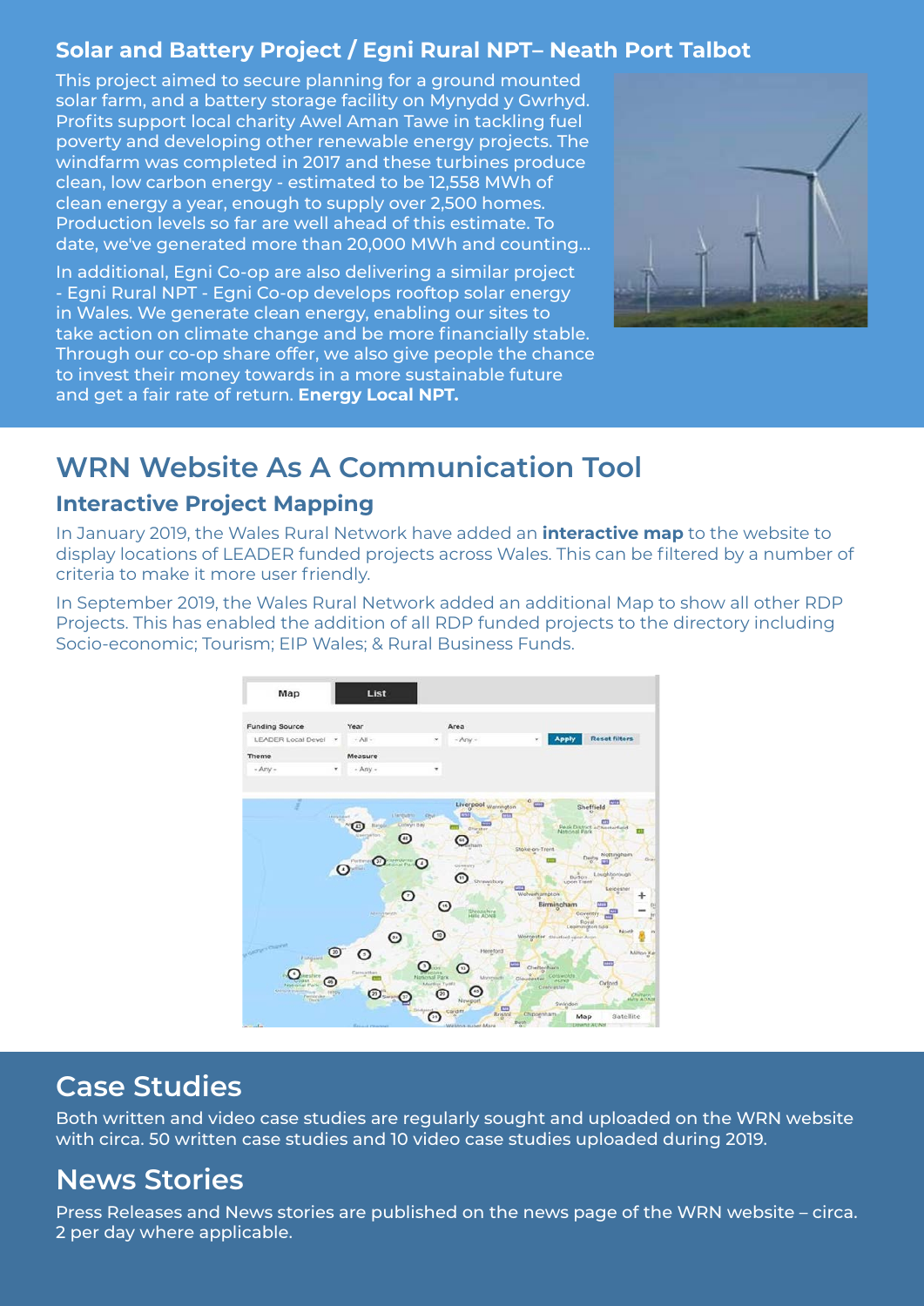## Solar and Battery Project / Egni Rural NPT– Neath Port Talbot

This project aimed to secure planning for a ground mounted solar farm, and a battery storage facility on Mynydd y Gwrhyd. Profits support local charity Awel Aman Tawe in tackling fuel poverty and developing other renewable energy projects. The windfarm was completed in 2017 and these turbines produce clean, low carbon energy - estimated to be 12,558 MWh of clean energy a year, enough to supply over 2,500 homes. Production levels so far are well ahead of this estimate. To date, we've generated more than 20,000 MWh and counting...

In additional, Egni Co-op are also delivering a similar project - Egni Rural NPT - Egni Co-op develops rooftop solar energy in Wales. We generate clean energy, enabling our sites to take action on climate change and be more financially stable. Through our co-op share offer, we also give people the chance to invest their money towards in a more sustainable future and get a fair rate of return. **Energy Local NPT.**

# WRN Website As A Communication Tool

## Interactive Project Mapping

In January 2019, the Wales Rural Network have added an **interactive map** to the website to display locations of LEADER funded projects across Wales. This can be filtered by a number of criteria to make it more user friendly.

In September 2019, the Wales Rural Network added an additional Map to show all other RDP Projects. This has enabled the addition of all RDP funded projects to the directory including Socio-economic; Tourism; EIP Wales; & Rural Business Funds.

# Case Studies

Both written and video case studies are regularly sought and uploaded on the WRN website with circa. 50 written case studies and 10 video case studies uploaded during 2019.

# News Stories

Press Releases and News stories are published on the news page of the WRN website – circa. 2 per day where applicable.